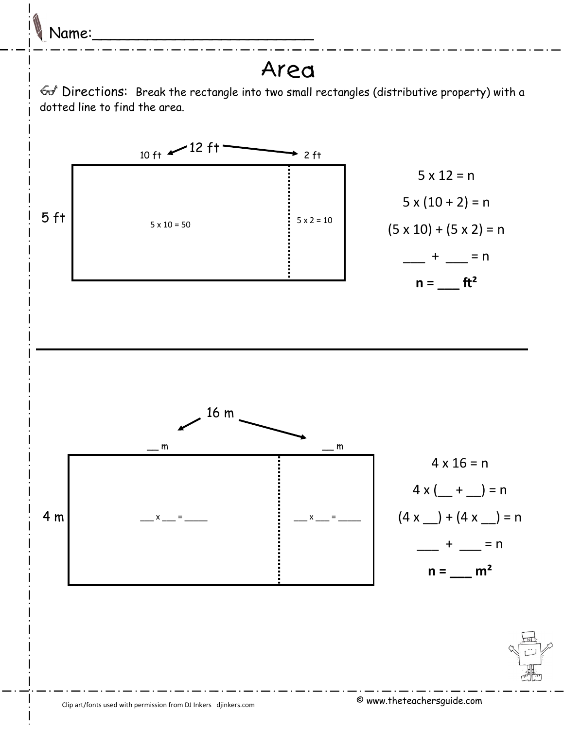Name:_________________________

# Area

Directions: Break the rectangle into two small rectangles (distributive property) with a dotted line to find the area.

12 ft

10 ft  2 ft

5 ft

5 x 10 = 50

5 x 2 = 10

5 x 12 = n

5 x (10 + 2) = n

(5 x 10) + (5 x 2) = n

___ + ___ = n

**n = ___ ft²**

---

16 m

__ m  __ m

4 m

___ x ___ = _____

___ x ___ = _____

4 x 16 = n

4 x (__ + __) = n

(4 x __) + (4 x __) = n

___ + ___ = n

**n = ___ m²**

Clip art/fonts used with permission from DJ Inkers djinkers.com

© www.theteachersguide.com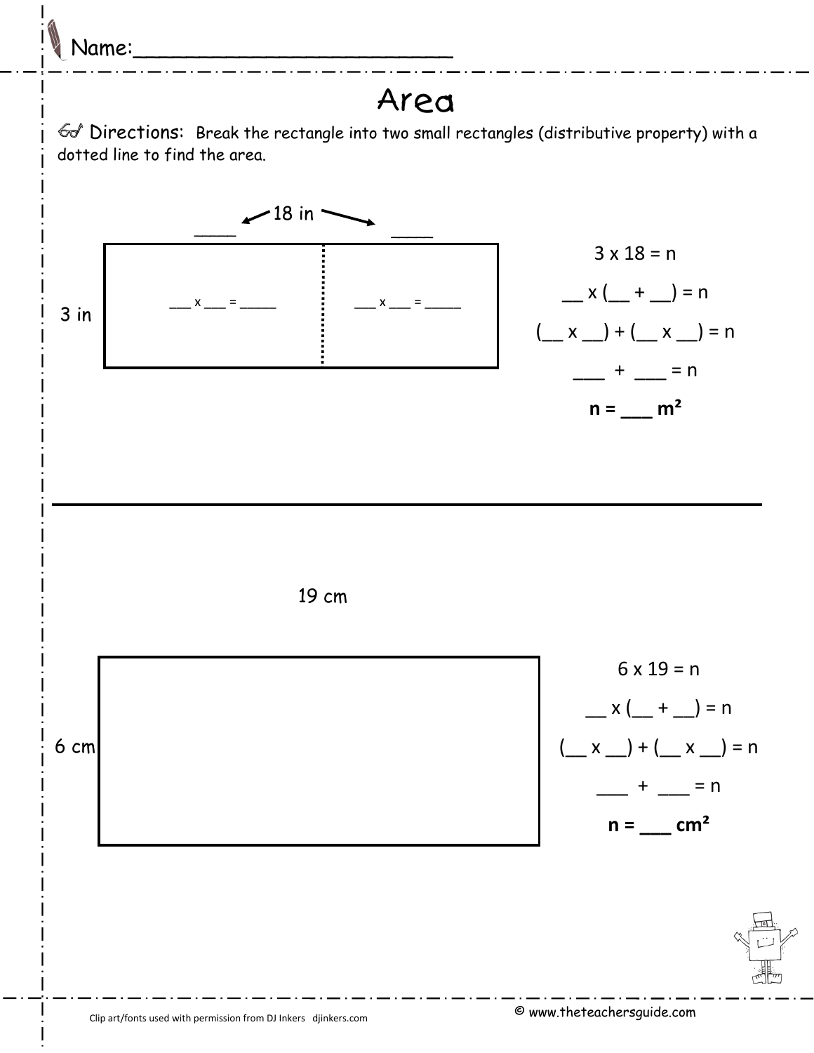Name:________________________

# Area

Directions: Break the rectangle into two small rectangles (distributive property) with a dotted line to find the area.

18 in

____ ____

3 in

___ x ___ = _____

___ x ___ = _____

3 x 18 = n

__ x (__ + __) = n

(__ x __) + (__ x __) = n

___ + ___ = n

**n = ___ m²**

---

19 cm

6 cm

6 x 19 = n

__ x (__ + __) = n

(__ x __) + (__ x __) = n

___ + ___ = n

**n = ___ cm²**

Clip art/fonts used with permission from DJ Inkers djinkers.com

© www.theteachersguide.com